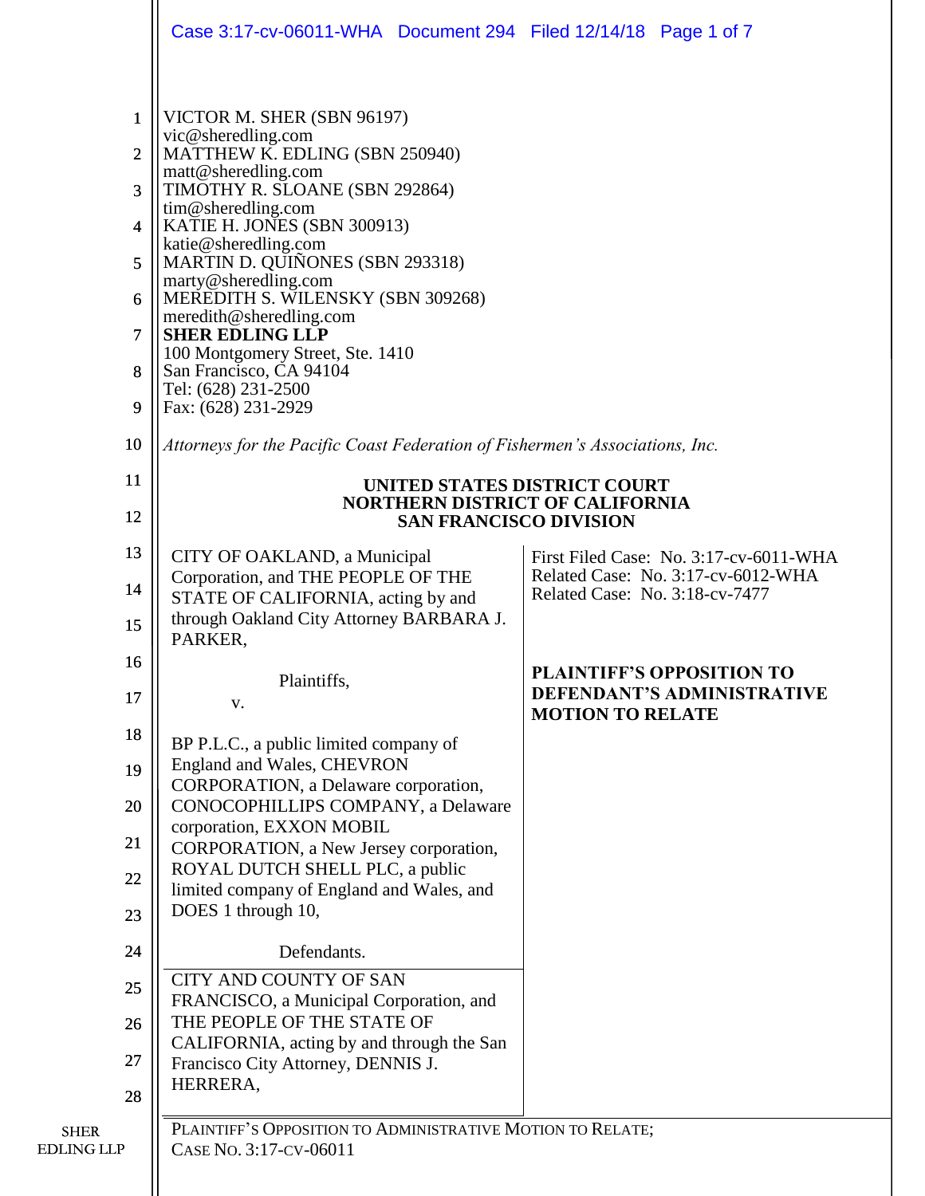VICTOR M. SHER (SBN 96197)
vic@sheredling.com
MATTHEW K. EDLING (SBN 250940)
matt@sheredling.com
TIMOTHY R. SLOANE (SBN 292864)
tim@sheredling.com
KATIE H. JONES (SBN 300913)
katie@sheredling.com
MARTIN D. QUIÑONES (SBN 293318)
marty@sheredling.com
MEREDITH S. WILENSKY (SBN 309268)
meredith@sheredling.com
**SHER EDLING LLP**
100 Montgomery Street, Ste. 1410
San Francisco, CA 94104
Tel: (628) 231-2500
Fax: (628) 231-2929

*Attorneys for the Pacific Coast Federation of Fishermen's Associations, Inc.*

**UNITED STATES DISTRICT COURT**
**NORTHERN DISTRICT OF CALIFORNIA**
**SAN FRANCISCO DIVISION**

CITY OF OAKLAND, a Municipal Corporation, and THE PEOPLE OF THE STATE OF CALIFORNIA, acting by and through Oakland City Attorney BARBARA J. PARKER,

Plaintiffs,

v.

BP P.L.C., a public limited company of England and Wales, CHEVRON CORPORATION, a Delaware corporation, CONOCOPHILLIPS COMPANY, a Delaware corporation, EXXON MOBIL CORPORATION, a New Jersey corporation, ROYAL DUTCH SHELL PLC, a public limited company of England and Wales, and DOES 1 through 10,

Defendants.

CITY AND COUNTY OF SAN FRANCISCO, a Municipal Corporation, and THE PEOPLE OF THE STATE OF CALIFORNIA, acting by and through the San Francisco City Attorney, DENNIS J. HERRERA,

First Filed Case: No. 3:17-cv-6011-WHA
Related Case: No. 3:17-cv-6012-WHA
Related Case: No. 3:18-cv-7477

**PLAINTIFF'S OPPOSITION TO DEFENDANT'S ADMINISTRATIVE MOTION TO RELATE**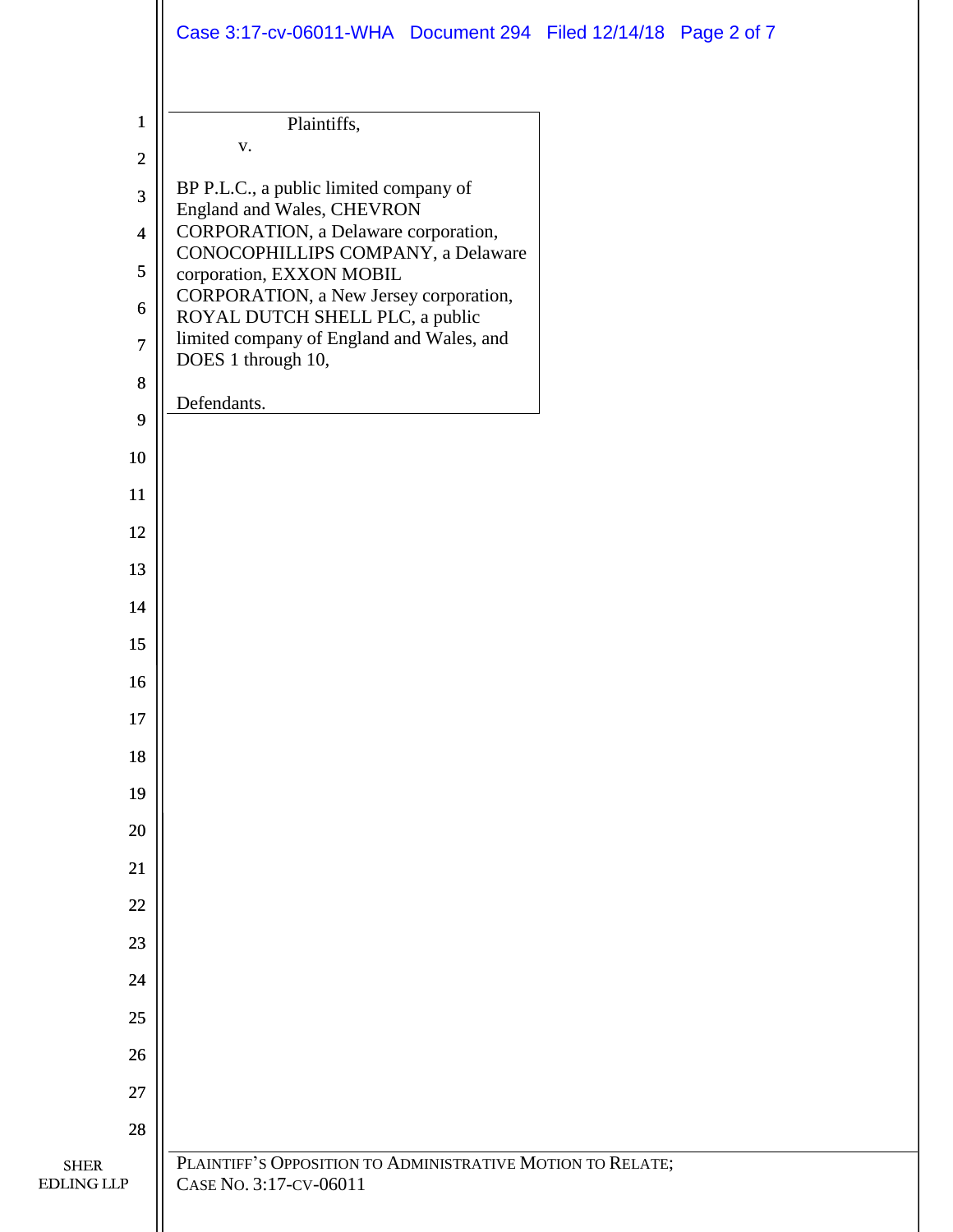Plaintiffs,

v.

BP P.L.C., a public limited company of England and Wales, CHEVRON CORPORATION, a Delaware corporation, CONOCOPHILLIPS COMPANY, a Delaware corporation, EXXON MOBIL CORPORATION, a New Jersey corporation, ROYAL DUTCH SHELL PLC, a public limited company of England and Wales, and DOES 1 through 10,

Defendants.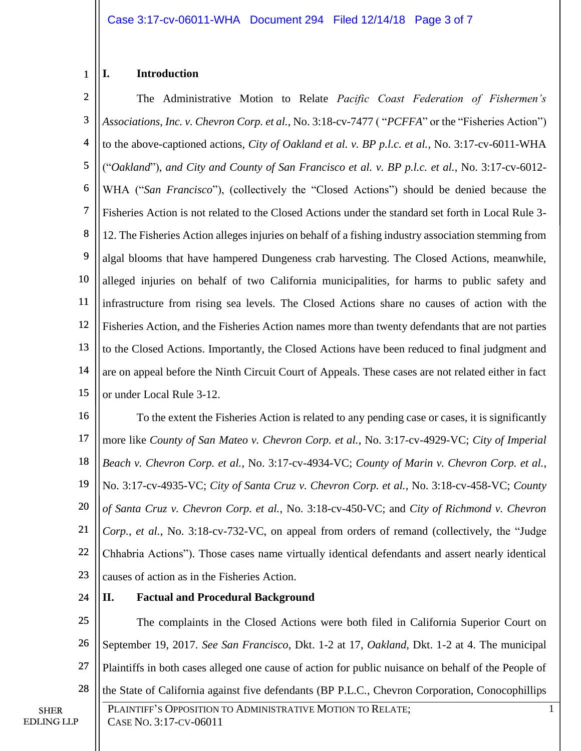## I. Introduction

The Administrative Motion to Relate *Pacific Coast Federation of Fishermen's Associations, Inc. v. Chevron Corp. et al.*, No. 3:18-cv-7477 ( "*PCFFA*" or the "Fisheries Action") to the above-captioned actions, *City of Oakland et al. v. BP p.l.c. et al.*, No. 3:17-cv-6011-WHA ("*Oakland*"), *and City and County of San Francisco et al. v. BP p.l.c. et al.*, No. 3:17-cv-6012-WHA ("*San Francisco*"), (collectively the "Closed Actions") should be denied because the Fisheries Action is not related to the Closed Actions under the standard set forth in Local Rule 3-12. The Fisheries Action alleges injuries on behalf of a fishing industry association stemming from algal blooms that have hampered Dungeness crab harvesting. The Closed Actions, meanwhile, alleged injuries on behalf of two California municipalities, for harms to public safety and infrastructure from rising sea levels. The Closed Actions share no causes of action with the Fisheries Action, and the Fisheries Action names more than twenty defendants that are not parties to the Closed Actions. Importantly, the Closed Actions have been reduced to final judgment and are on appeal before the Ninth Circuit Court of Appeals. These cases are not related either in fact or under Local Rule 3-12.

To the extent the Fisheries Action is related to any pending case or cases, it is significantly more like *County of San Mateo v. Chevron Corp. et al.*, No. 3:17-cv-4929-VC; *City of Imperial Beach v. Chevron Corp. et al.*, No. 3:17-cv-4934-VC; *County of Marin v. Chevron Corp. et al.*, No. 3:17-cv-4935-VC; *City of Santa Cruz v. Chevron Corp. et al.*, No. 3:18-cv-458-VC; *County of Santa Cruz v. Chevron Corp. et al.*, No. 3:18-cv-450-VC; and *City of Richmond v. Chevron Corp., et al.*, No. 3:18-cv-732-VC, on appeal from orders of remand (collectively, the "Judge Chhabria Actions"). Those cases name virtually identical defendants and assert nearly identical causes of action as in the Fisheries Action.

## II. Factual and Procedural Background

The complaints in the Closed Actions were both filed in California Superior Court on September 19, 2017. *See San Francisco*, Dkt. 1-2 at 17, *Oakland*, Dkt. 1-2 at 4. The municipal Plaintiffs in both cases alleged one cause of action for public nuisance on behalf of the People of the State of California against five defendants (BP P.L.C., Chevron Corporation, Conocophillips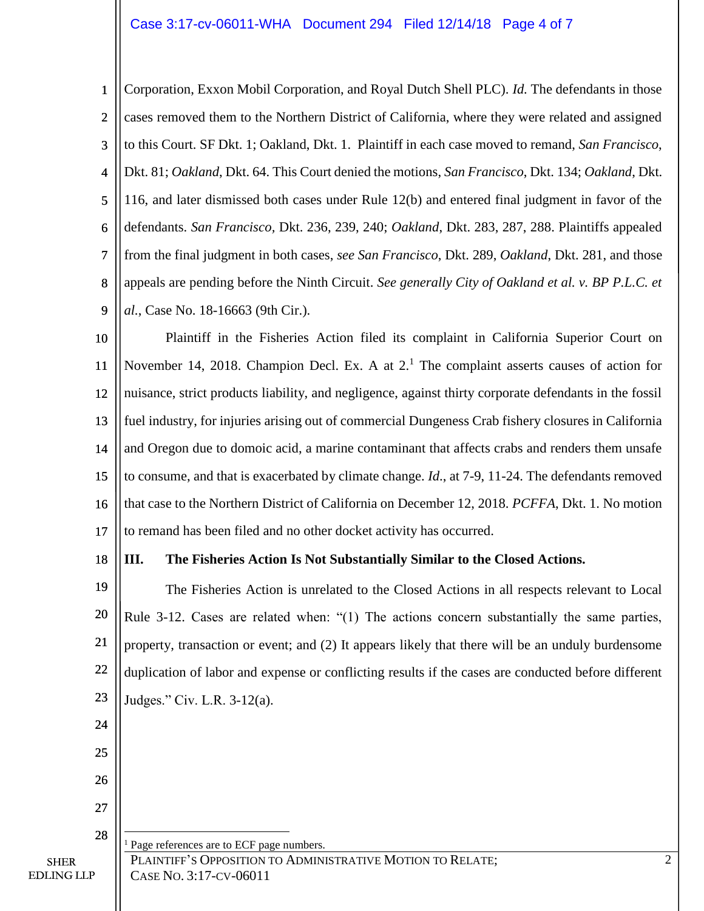Corporation, Exxon Mobil Corporation, and Royal Dutch Shell PLC). *Id.* The defendants in those cases removed them to the Northern District of California, where they were related and assigned to this Court. SF Dkt. 1; Oakland, Dkt. 1. Plaintiff in each case moved to remand, *San Francisco*, Dkt. 81; *Oakland*, Dkt. 64. This Court denied the motions, *San Francisco*, Dkt. 134; *Oakland*, Dkt. 116, and later dismissed both cases under Rule 12(b) and entered final judgment in favor of the defendants. *San Francisco*, Dkt. 236, 239, 240; *Oakland*, Dkt. 283, 287, 288. Plaintiffs appealed from the final judgment in both cases, *see San Francisco*, Dkt. 289, *Oakland*, Dkt. 281, and those appeals are pending before the Ninth Circuit. *See generally City of Oakland et al. v. BP P.L.C. et al.*, Case No. 18-16663 (9th Cir.).

Plaintiff in the Fisheries Action filed its complaint in California Superior Court on November 14, 2018. Champion Decl. Ex. A at 2.[1] The complaint asserts causes of action for nuisance, strict products liability, and negligence, against thirty corporate defendants in the fossil fuel industry, for injuries arising out of commercial Dungeness Crab fishery closures in California and Oregon due to domoic acid, a marine contaminant that affects crabs and renders them unsafe to consume, and that is exacerbated by climate change. *Id*., at 7-9, 11-24. The defendants removed that case to the Northern District of California on December 12, 2018. *PCFFA*, Dkt. 1. No motion to remand has been filed and no other docket activity has occurred.

## III. The Fisheries Action Is Not Substantially Similar to the Closed Actions.

The Fisheries Action is unrelated to the Closed Actions in all respects relevant to Local Rule 3-12. Cases are related when: "(1) The actions concern substantially the same parties, property, transaction or event; and (2) It appears likely that there will be an unduly burdensome duplication of labor and expense or conflicting results if the cases are conducted before different Judges." Civ. L.R. 3-12(a).

[1] Page references are to ECF page numbers.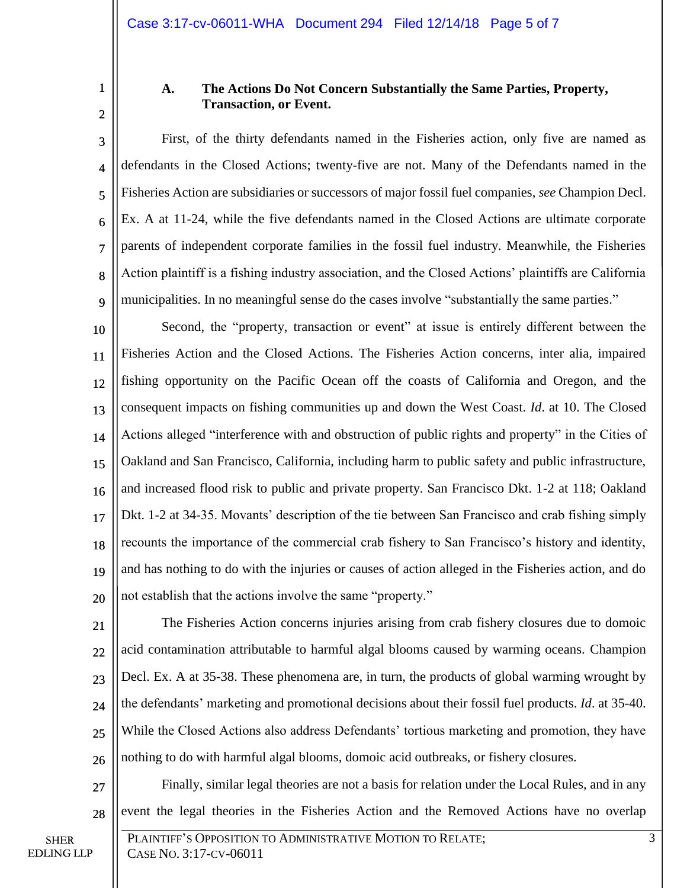### A. The Actions Do Not Concern Substantially the Same Parties, Property, Transaction, or Event.

First, of the thirty defendants named in the Fisheries action, only five are named as defendants in the Closed Actions; twenty-five are not. Many of the Defendants named in the Fisheries Action are subsidiaries or successors of major fossil fuel companies, *see* Champion Decl. Ex. A at 11-24, while the five defendants named in the Closed Actions are ultimate corporate parents of independent corporate families in the fossil fuel industry. Meanwhile, the Fisheries Action plaintiff is a fishing industry association, and the Closed Actions' plaintiffs are California municipalities. In no meaningful sense do the cases involve "substantially the same parties."

Second, the "property, transaction or event" at issue is entirely different between the Fisheries Action and the Closed Actions. The Fisheries Action concerns, inter alia, impaired fishing opportunity on the Pacific Ocean off the coasts of California and Oregon, and the consequent impacts on fishing communities up and down the West Coast. *Id*. at 10. The Closed Actions alleged "interference with and obstruction of public rights and property" in the Cities of Oakland and San Francisco, California, including harm to public safety and public infrastructure, and increased flood risk to public and private property. San Francisco Dkt. 1-2 at 118; Oakland Dkt. 1-2 at 34-35. Movants' description of the tie between San Francisco and crab fishing simply recounts the importance of the commercial crab fishery to San Francisco's history and identity, and has nothing to do with the injuries or causes of action alleged in the Fisheries action, and do not establish that the actions involve the same "property."

The Fisheries Action concerns injuries arising from crab fishery closures due to domoic acid contamination attributable to harmful algal blooms caused by warming oceans. Champion Decl. Ex. A at 35-38. These phenomena are, in turn, the products of global warming wrought by the defendants' marketing and promotional decisions about their fossil fuel products. *Id*. at 35-40. While the Closed Actions also address Defendants' tortious marketing and promotion, they have nothing to do with harmful algal blooms, domoic acid outbreaks, or fishery closures.

Finally, similar legal theories are not a basis for relation under the Local Rules, and in any event the legal theories in the Fisheries Action and the Removed Actions have no overlap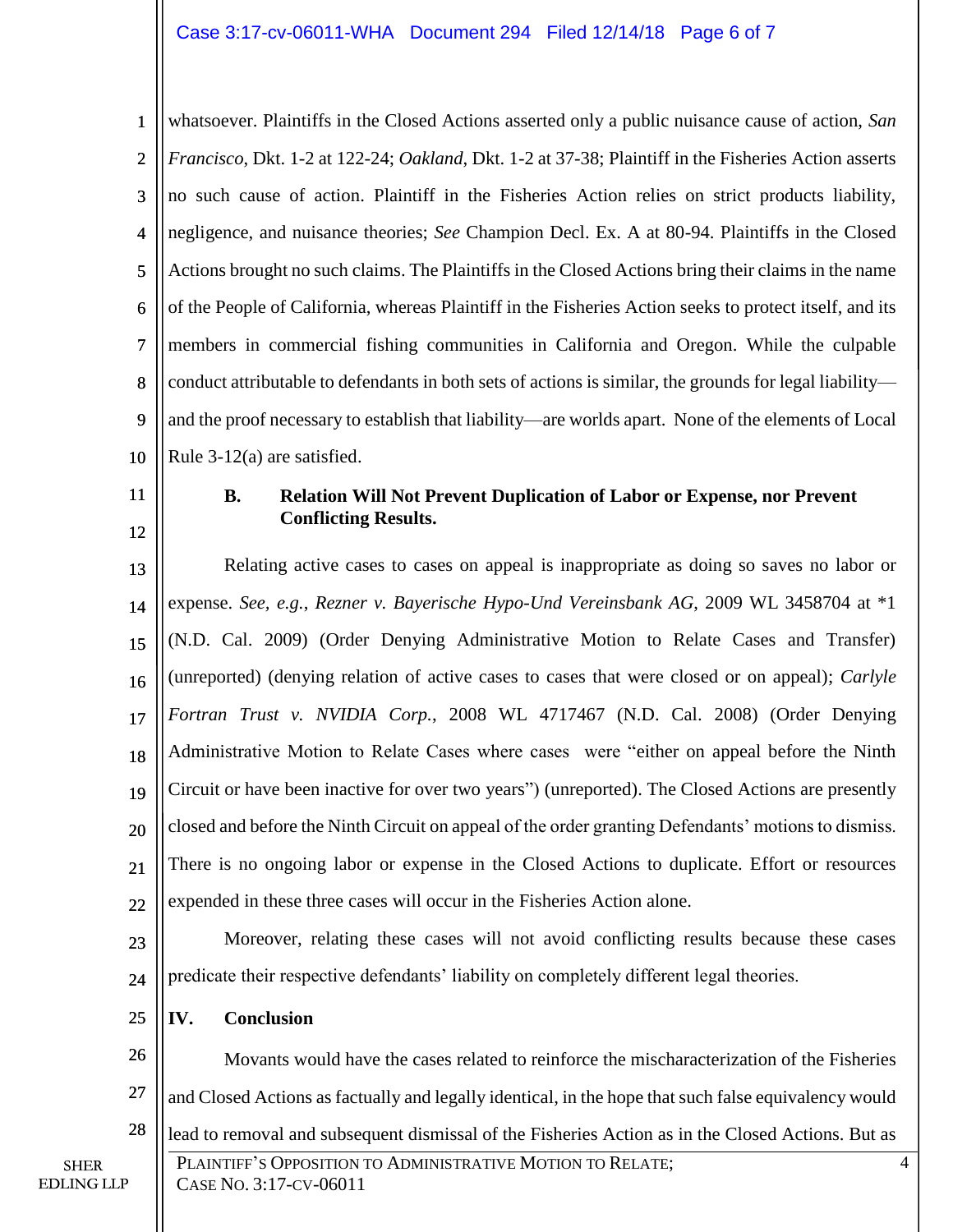whatsoever. Plaintiffs in the Closed Actions asserted only a public nuisance cause of action, *San Francisco*, Dkt. 1-2 at 122-24; *Oakland*, Dkt. 1-2 at 37-38; Plaintiff in the Fisheries Action asserts no such cause of action. Plaintiff in the Fisheries Action relies on strict products liability, negligence, and nuisance theories; *See* Champion Decl. Ex. A at 80-94. Plaintiffs in the Closed Actions brought no such claims. The Plaintiffs in the Closed Actions bring their claims in the name of the People of California, whereas Plaintiff in the Fisheries Action seeks to protect itself, and its members in commercial fishing communities in California and Oregon. While the culpable conduct attributable to defendants in both sets of actions is similar, the grounds for legal liability—and the proof necessary to establish that liability—are worlds apart. None of the elements of Local Rule 3-12(a) are satisfied.

### B. Relation Will Not Prevent Duplication of Labor or Expense, nor Prevent Conflicting Results.

Relating active cases to cases on appeal is inappropriate as doing so saves no labor or expense. *See, e.g.*, *Rezner v. Bayerische Hypo-Und Vereinsbank AG*, 2009 WL 3458704 at *1 (N.D. Cal. 2009) (Order Denying Administrative Motion to Relate Cases and Transfer) (unreported) (denying relation of active cases to cases that were closed or on appeal); *Carlyle Fortran Trust v. NVIDIA Corp.*, 2008 WL 4717467 (N.D. Cal. 2008) (Order Denying Administrative Motion to Relate Cases where cases were "either on appeal before the Ninth Circuit or have been inactive for over two years") (unreported). The Closed Actions are presently closed and before the Ninth Circuit on appeal of the order granting Defendants' motions to dismiss. There is no ongoing labor or expense in the Closed Actions to duplicate. Effort or resources expended in these three cases will occur in the Fisheries Action alone.

Moreover, relating these cases will not avoid conflicting results because these cases predicate their respective defendants' liability on completely different legal theories.

## IV. Conclusion

Movants would have the cases related to reinforce the mischaracterization of the Fisheries and Closed Actions as factually and legally identical, in the hope that such false equivalency would lead to removal and subsequent dismissal of the Fisheries Action as in the Closed Actions. But as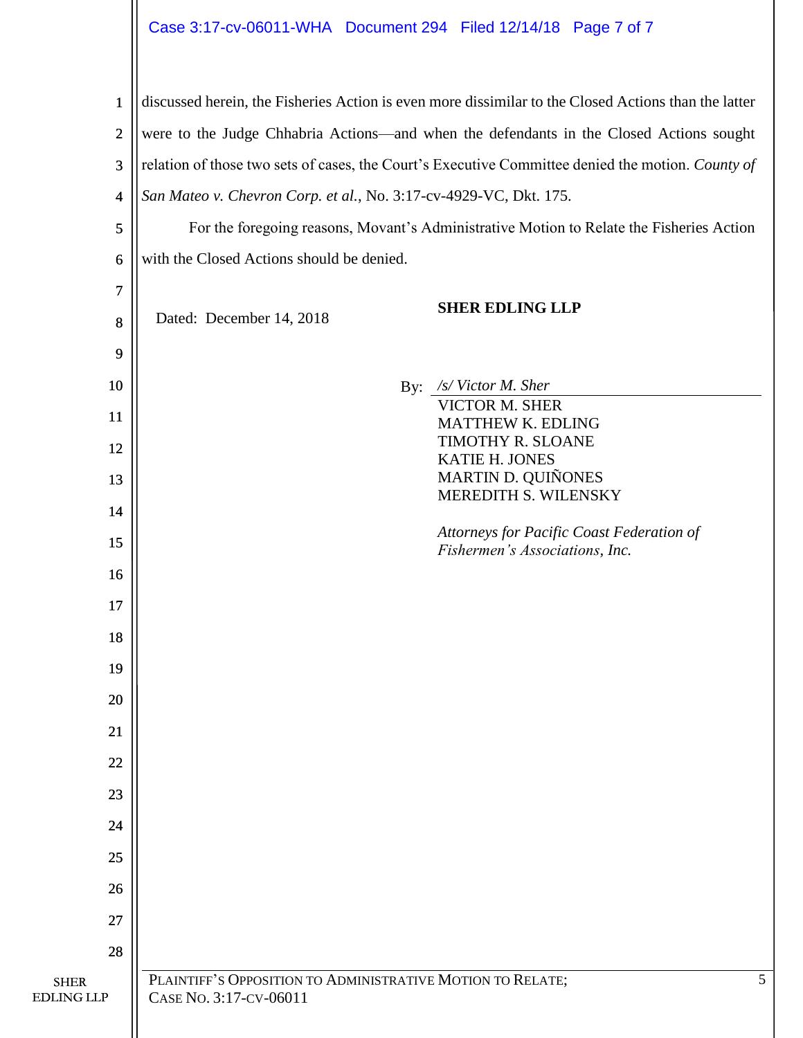discussed herein, the Fisheries Action is even more dissimilar to the Closed Actions than the latter were to the Judge Chhabria Actions—and when the defendants in the Closed Actions sought relation of those two sets of cases, the Court's Executive Committee denied the motion. *County of San Mateo v. Chevron Corp. et al.*, No. 3:17-cv-4929-VC, Dkt. 175.

For the foregoing reasons, Movant's Administrative Motion to Relate the Fisheries Action with the Closed Actions should be denied.

Dated: December 14, 2018

**SHER EDLING LLP**

By: */s/ Victor M. Sher*
VICTOR M. SHER
MATTHEW K. EDLING
TIMOTHY R. SLOANE
KATIE H. JONES
MARTIN D. QUIÑONES
MEREDITH S. WILENSKY

*Attorneys for Pacific Coast Federation of Fishermen's Associations, Inc.*